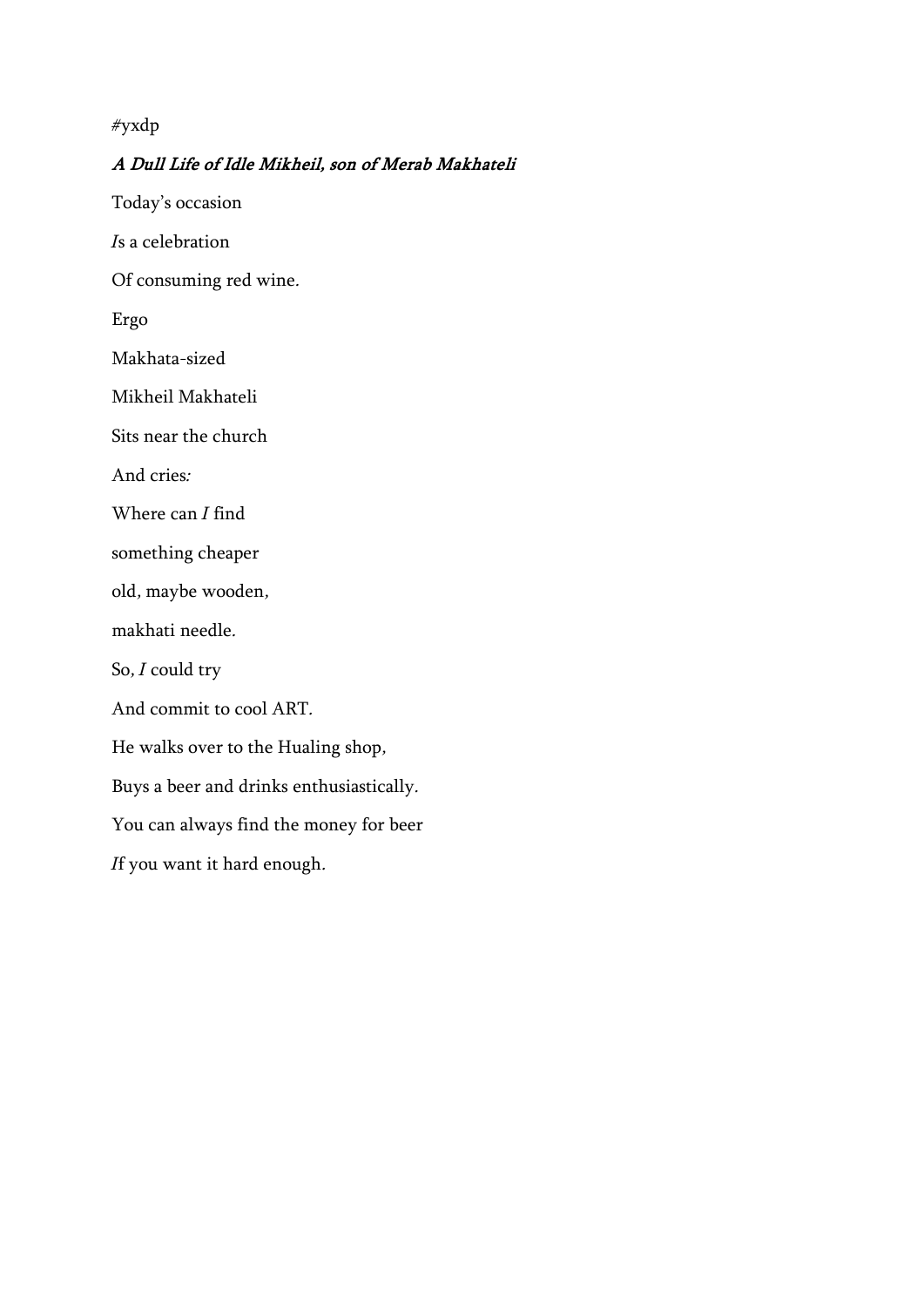#yxdp

***A Dull Life of Idle Mikheil, son of Merab Makhateli***

Today's occasion

*I*s a celebration

Of consuming red wine.

Ergo

Makhata-sized

Mikheil Makhateli

Sits near the church

And cries*:*

Where can *I* find

something cheaper

old, maybe wooden,

makhati needle.

So, *I* could try

And commit to cool ART.

He walks over to the Hualing shop,

Buys a beer and drinks enthusiastically.

You can always find the money for beer

*I*f you want it hard enough.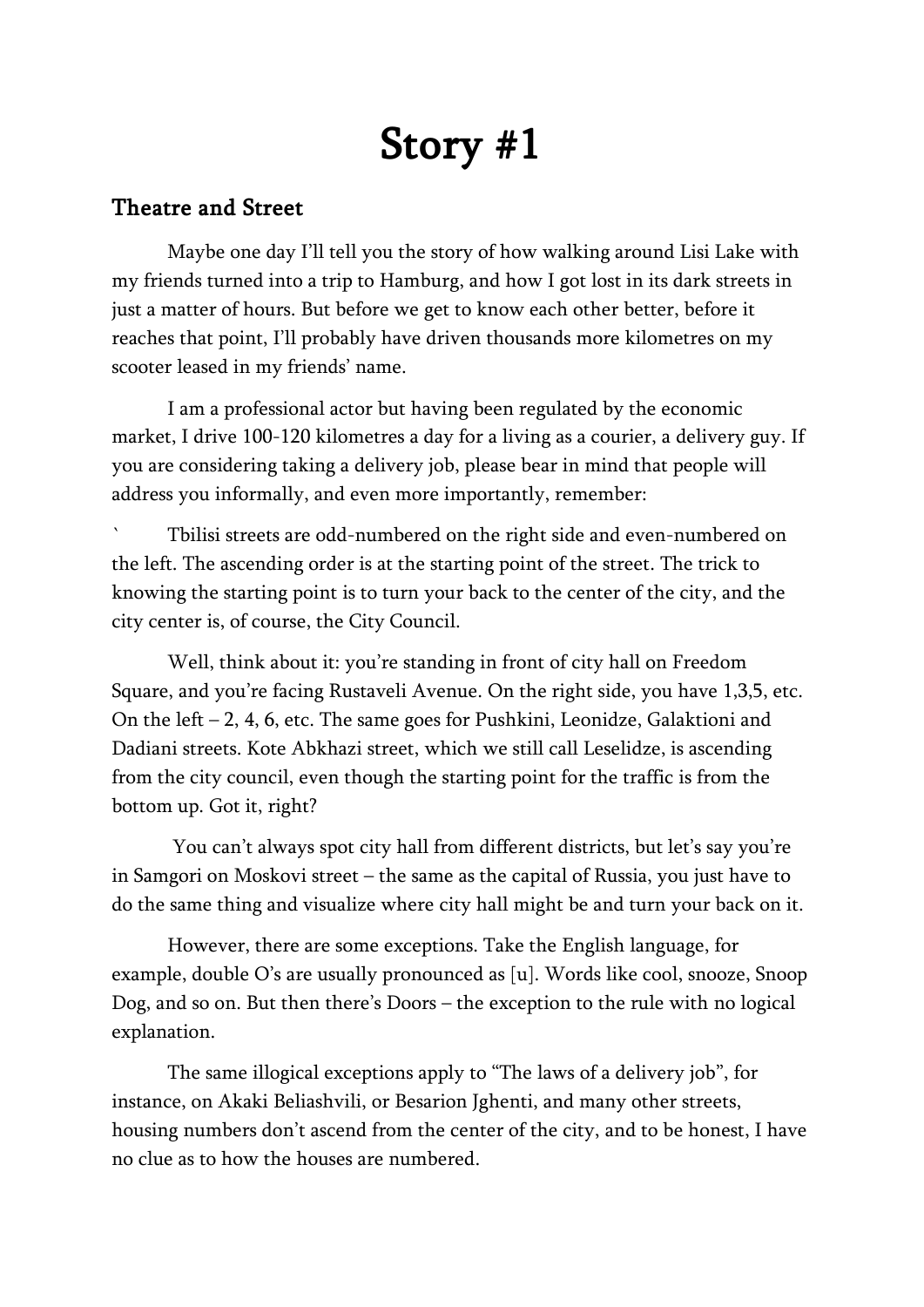# Story #1

## Theatre and Street

Maybe one day I'll tell you the story of how walking around Lisi Lake with my friends turned into a trip to Hamburg, and how I got lost in its dark streets in just a matter of hours. But before we get to know each other better, before it reaches that point, I'll probably have driven thousands more kilometres on my scooter leased in my friends' name.

I am a professional actor but having been regulated by the economic market, I drive 100-120 kilometres a day for a living as a courier, a delivery guy. If you are considering taking a delivery job, please bear in mind that people will address you informally, and even more importantly, remember:

` Tbilisi streets are odd-numbered on the right side and even-numbered on the left. The ascending order is at the starting point of the street. The trick to knowing the starting point is to turn your back to the center of the city, and the city center is, of course, the City Council.

Well, think about it: you're standing in front of city hall on Freedom Square, and you're facing Rustaveli Avenue. On the right side, you have 1,3,5, etc. On the left – 2, 4, 6, etc. The same goes for Pushkini, Leonidze, Galaktioni and Dadiani streets. Kote Abkhazi street, which we still call Leselidze, is ascending from the city council, even though the starting point for the traffic is from the bottom up. Got it, right?

You can't always spot city hall from different districts, but let's say you're in Samgori on Moskovi street – the same as the capital of Russia, you just have to do the same thing and visualize where city hall might be and turn your back on it.

However, there are some exceptions. Take the English language, for example, double O's are usually pronounced as [u]. Words like cool, snooze, Snoop Dog, and so on. But then there's Doors – the exception to the rule with no logical explanation.

The same illogical exceptions apply to "The laws of a delivery job", for instance, on Akaki Beliashvili, or Besarion Jghenti, and many other streets, housing numbers don't ascend from the center of the city, and to be honest, I have no clue as to how the houses are numbered.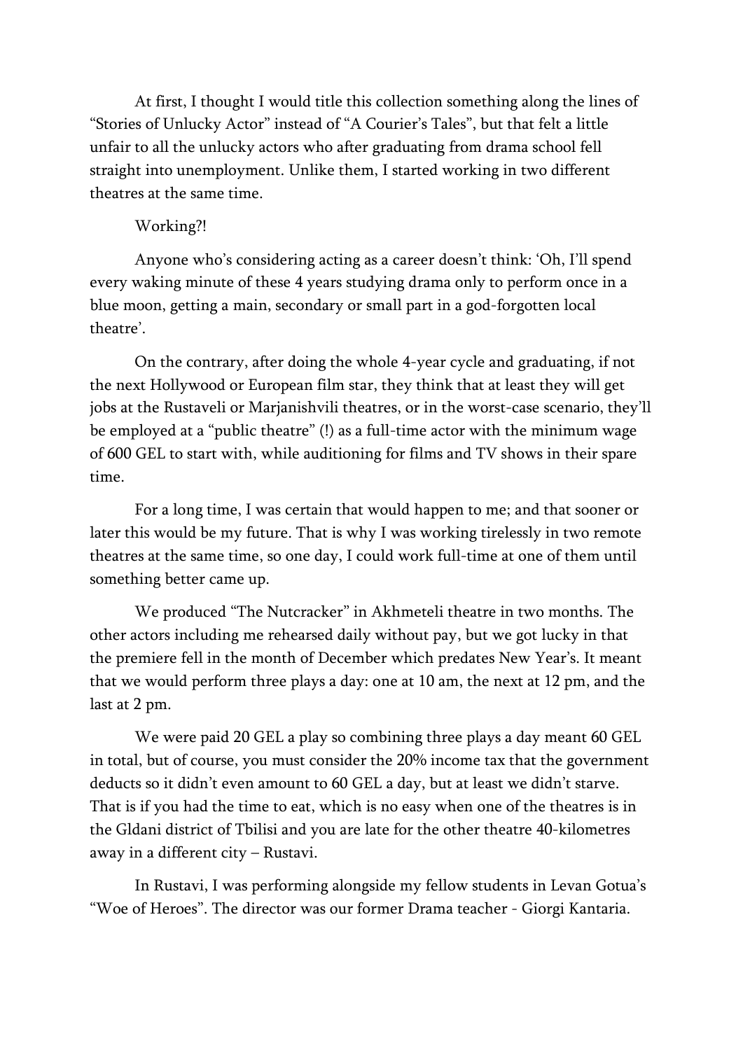At first, I thought I would title this collection something along the lines of "Stories of Unlucky Actor" instead of "A Courier's Tales", but that felt a little unfair to all the unlucky actors who after graduating from drama school fell straight into unemployment. Unlike them, I started working in two different theatres at the same time.

Working?!

Anyone who's considering acting as a career doesn't think: 'Oh, I'll spend every waking minute of these 4 years studying drama only to perform once in a blue moon, getting a main, secondary or small part in a god-forgotten local theatre'.

On the contrary, after doing the whole 4-year cycle and graduating, if not the next Hollywood or European film star, they think that at least they will get jobs at the Rustaveli or Marjanishvili theatres, or in the worst-case scenario, they'll be employed at a "public theatre" (!) as a full-time actor with the minimum wage of 600 GEL to start with, while auditioning for films and TV shows in their spare time.

For a long time, I was certain that would happen to me; and that sooner or later this would be my future. That is why I was working tirelessly in two remote theatres at the same time, so one day, I could work full-time at one of them until something better came up.

We produced "The Nutcracker" in Akhmeteli theatre in two months. The other actors including me rehearsed daily without pay, but we got lucky in that the premiere fell in the month of December which predates New Year's. It meant that we would perform three plays a day: one at 10 am, the next at 12 pm, and the last at 2 pm.

We were paid 20 GEL a play so combining three plays a day meant 60 GEL in total, but of course, you must consider the 20% income tax that the government deducts so it didn't even amount to 60 GEL a day, but at least we didn't starve. That is if you had the time to eat, which is no easy when one of the theatres is in the Gldani district of Tbilisi and you are late for the other theatre 40-kilometres away in a different city – Rustavi.

In Rustavi, I was performing alongside my fellow students in Levan Gotua's "Woe of Heroes". The director was our former Drama teacher - Giorgi Kantaria.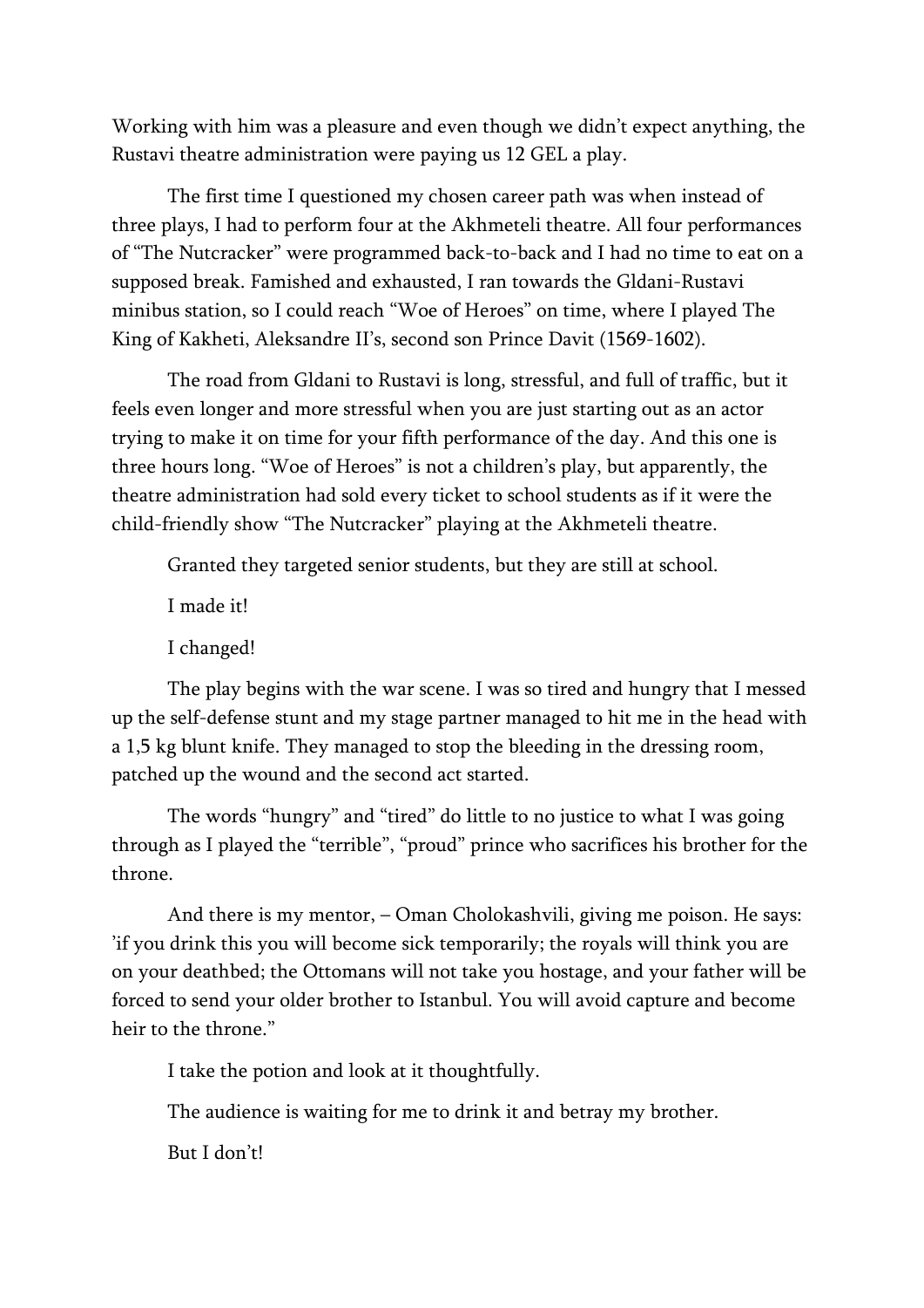Working with him was a pleasure and even though we didn’t expect anything, the Rustavi theatre administration were paying us 12 GEL a play.

The first time I questioned my chosen career path was when instead of three plays, I had to perform four at the Akhmeteli theatre. All four performances of “The Nutcracker” were programmed back-to-back and I had no time to eat on a supposed break. Famished and exhausted, I ran towards the Gldani-Rustavi minibus station, so I could reach “Woe of Heroes” on time, where I played The King of Kakheti, Aleksandre II’s, second son Prince Davit (1569-1602).

The road from Gldani to Rustavi is long, stressful, and full of traffic, but it feels even longer and more stressful when you are just starting out as an actor trying to make it on time for your fifth performance of the day. And this one is three hours long. “Woe of Heroes” is not a children’s play, but apparently, the theatre administration had sold every ticket to school students as if it were the child-friendly show “The Nutcracker” playing at the Akhmeteli theatre.

Granted they targeted senior students, but they are still at school.

I made it!

I changed!

The play begins with the war scene. I was so tired and hungry that I messed up the self-defense stunt and my stage partner managed to hit me in the head with a 1,5 kg blunt knife. They managed to stop the bleeding in the dressing room, patched up the wound and the second act started.

The words “hungry” and “tired” do little to no justice to what I was going through as I played the “terrible”, “proud” prince who sacrifices his brother for the throne.

And there is my mentor, – Oman Cholokashvili, giving me poison. He says: ’if you drink this you will become sick temporarily; the royals will think you are on your deathbed; the Ottomans will not take you hostage, and your father will be forced to send your older brother to Istanbul. You will avoid capture and become heir to the throne.”

I take the potion and look at it thoughtfully.

The audience is waiting for me to drink it and betray my brother.

But I don’t!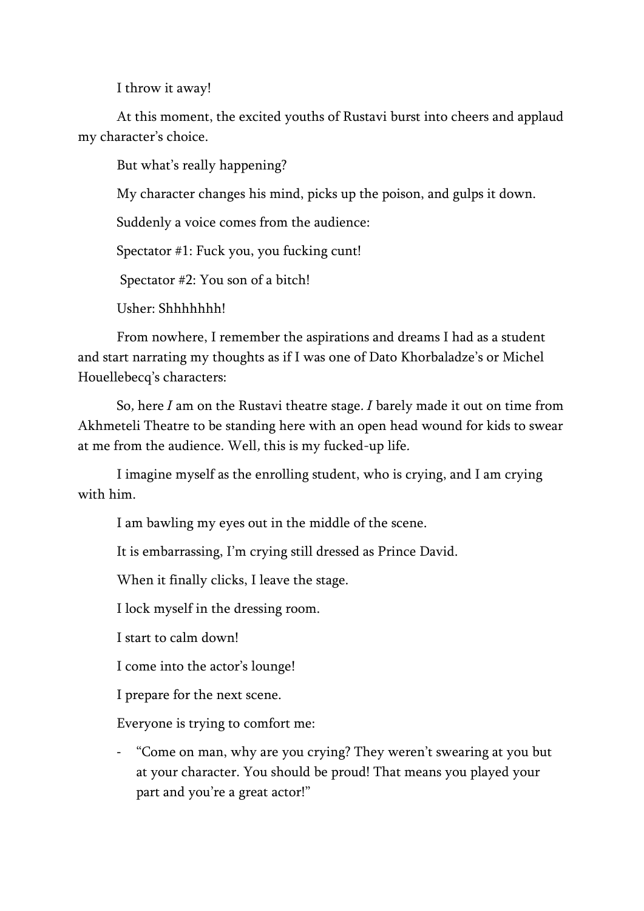I throw it away!

At this moment, the excited youths of Rustavi burst into cheers and applaud my character's choice.

But what's really happening?

My character changes his mind, picks up the poison, and gulps it down.

Suddenly a voice comes from the audience:

Spectator #1: Fuck you, you fucking cunt!

Spectator #2: You son of a bitch!

Usher: Shhhhhhh!

From nowhere, I remember the aspirations and dreams I had as a student and start narrating my thoughts as if I was one of Dato Khorbaladze's or Michel Houellebecq's characters:

*So, here* I *am on the Rustavi theatre stage.* I *barely made it out on time from Akhmeteli Theatre to be standing here with an open head wound for kids to swear at me from the audience. Well, this is my fucked-up life.*

I imagine myself as the enrolling student, who is crying, and I am crying with him.

I am bawling my eyes out in the middle of the scene.

It is embarrassing, I'm crying still dressed as Prince David.

When it finally clicks, I leave the stage.

I lock myself in the dressing room.

I start to calm down!

I come into the actor's lounge!

I prepare for the next scene.

Everyone is trying to comfort me:

- "Come on man, why are you crying? They weren't swearing at you but at your character. You should be proud! That means you played your part and you're a great actor!"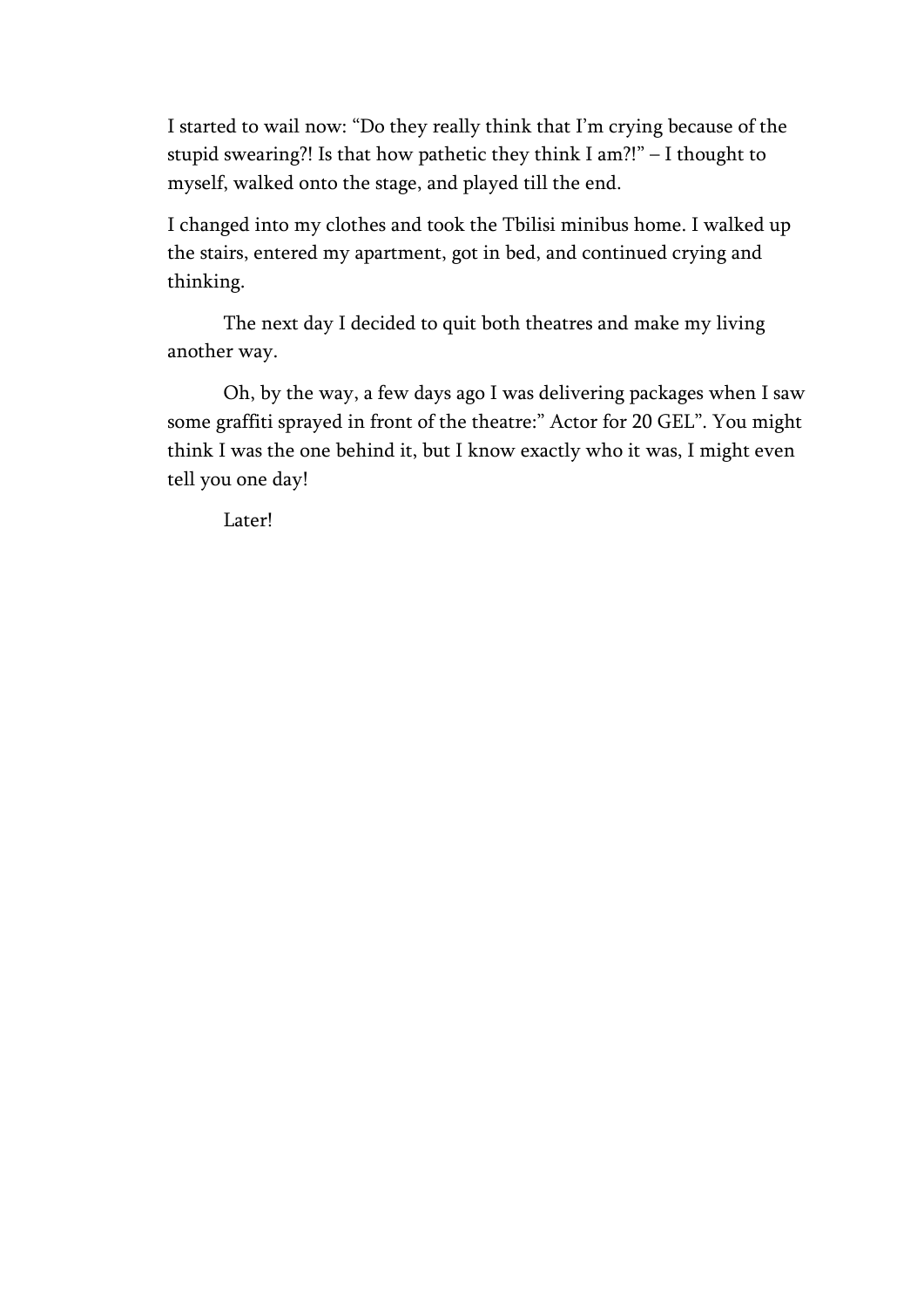I started to wail now: "Do they really think that I'm crying because of the stupid swearing?! Is that how pathetic they think I am?!" – I thought to myself, walked onto the stage, and played till the end.

I changed into my clothes and took the Tbilisi minibus home. I walked up the stairs, entered my apartment, got in bed, and continued crying and thinking.

The next day I decided to quit both theatres and make my living another way.

Oh, by the way, a few days ago I was delivering packages when I saw some graffiti sprayed in front of the theatre:" Actor for 20 GEL". You might think I was the one behind it, but I know exactly who it was, I might even tell you one day!

Later!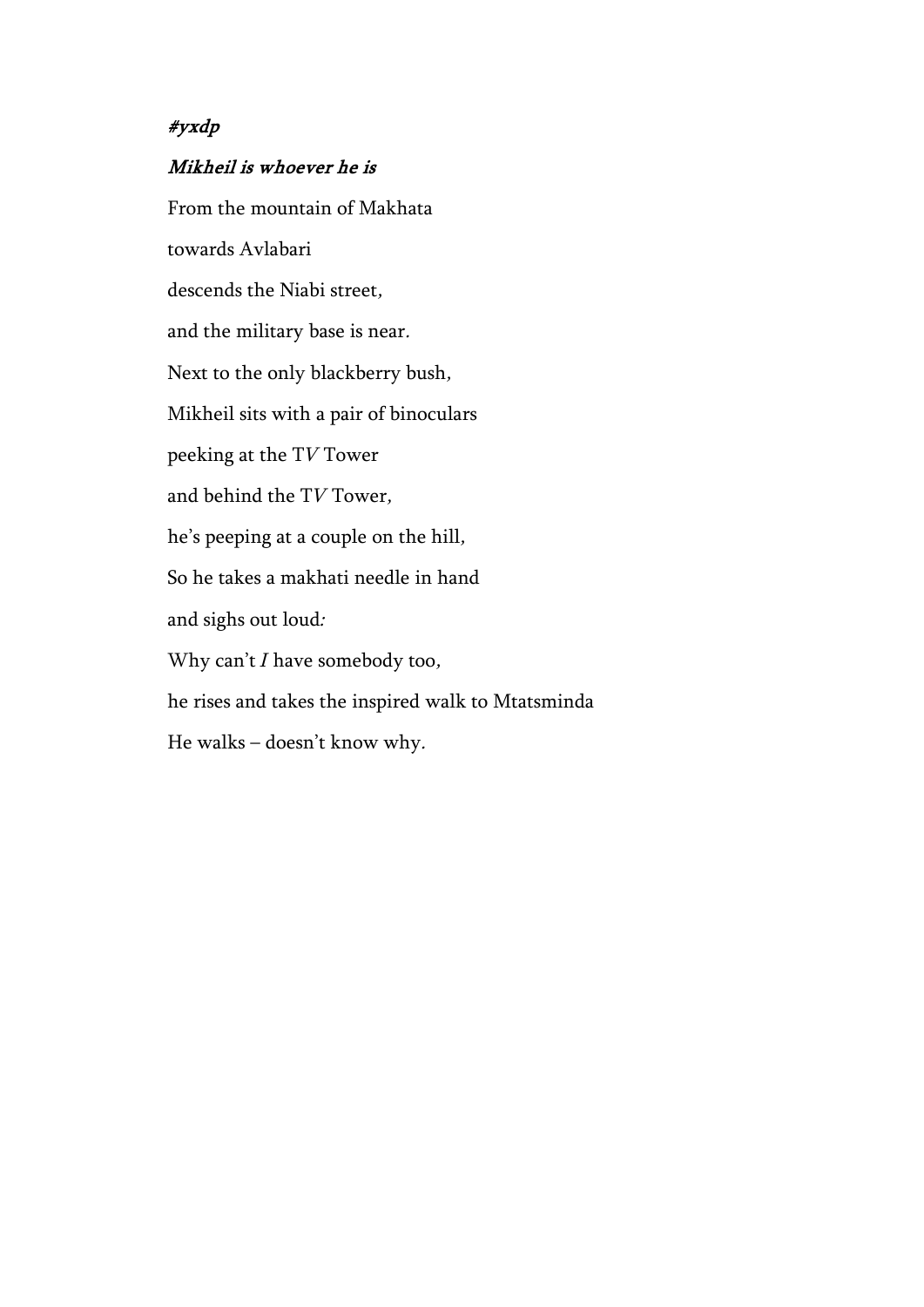***#yxdp***

***Mikheil is whoever he is***

From the mountain of Makhata

towards Avlabari

descends the Niabi street,

and the military base is near.

Next to the only blackberry bush,

Mikheil sits with a pair of binoculars

peeking at the T*V* Tower

and behind the T*V* Tower,

he's peeping at a couple on the hill,

So he takes a makhati needle in hand

and sighs out loud*:*

Why can't *I* have somebody too,

he rises and takes the inspired walk to Mtatsminda

He walks – doesn't know why.